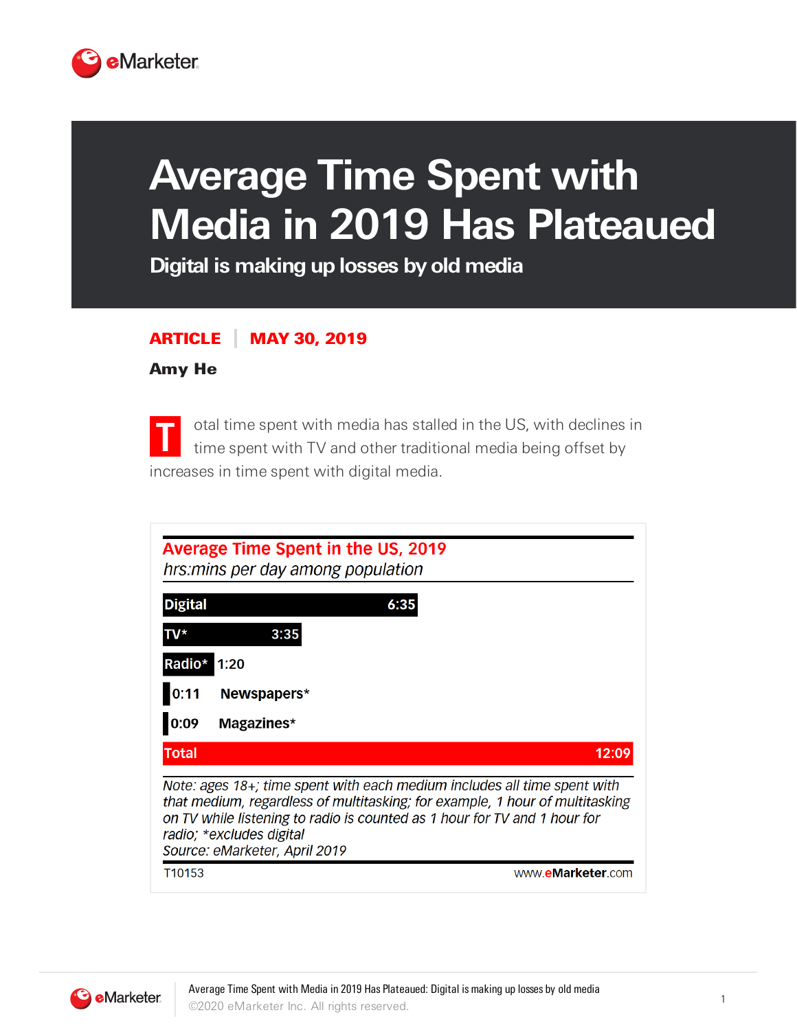# Average Time Spent with Media in 2019 Has Plateaued

## Digital is making up losses by old media

**ARTICLE | MAY 30, 2019**

**Amy He**

Total time spent with media has stalled in the US, with declines in time spent with TV and other traditional media being offset by increases in time spent with digital media.

**Average Time Spent in the US, 2019**

*hrs:mins per day among population*

| Medium | Time |
|---|---|
| Digital | 6:35 |
| TV* | 3:35 |
| Radio* | 1:20 |
| Newspapers* | 0:11 |
| Magazines* | 0:09 |
| **Total** | **12:09** |

*Note: ages 18+; time spent with each medium includes all time spent with that medium, regardless of multitasking; for example, 1 hour of multitasking on TV while listening to radio is counted as 1 hour for TV and 1 hour for radio; *excludes digital*

*Source: eMarketer, April 2019*

T10153 www.eMarketer.com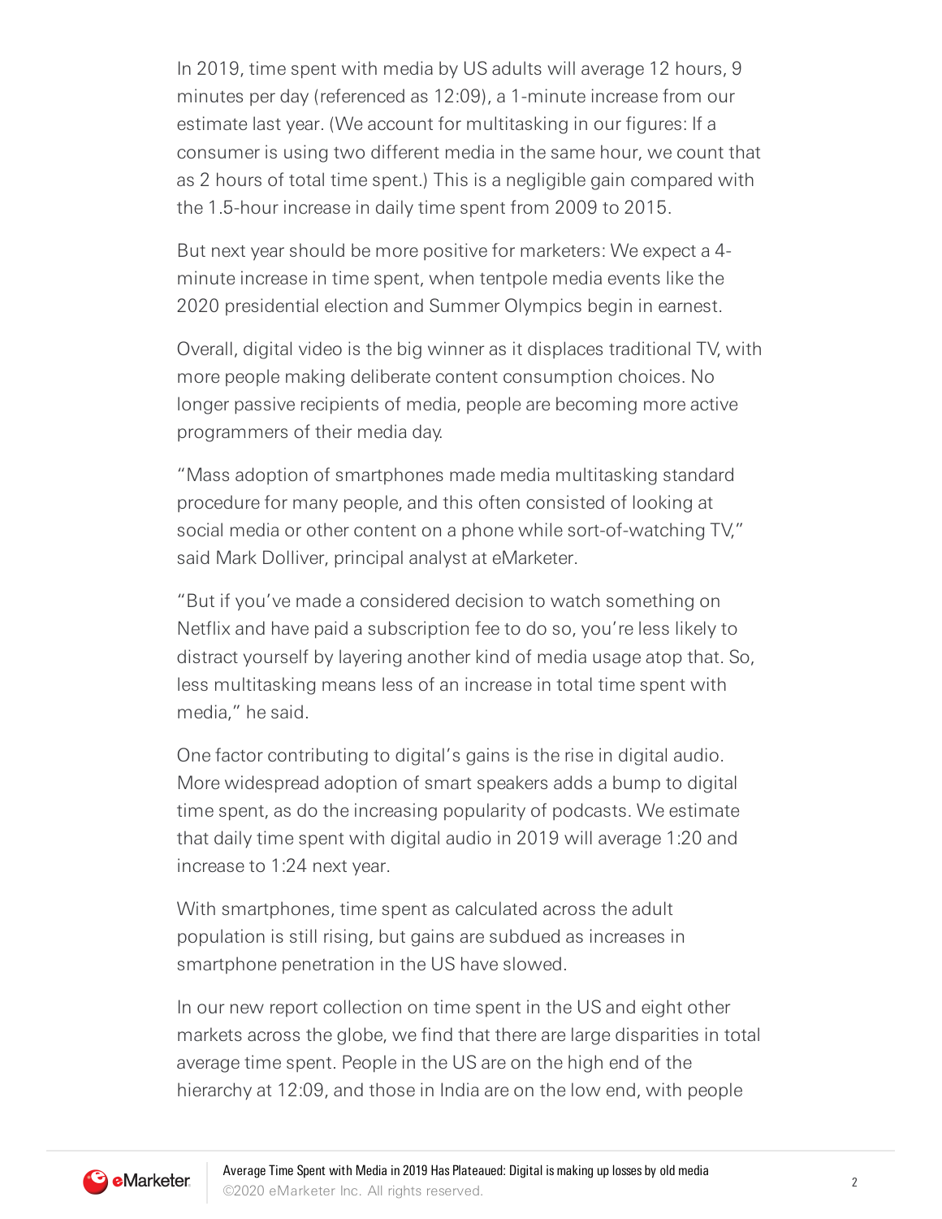In 2019, time spent with media by US adults will average 12 hours, 9 minutes per day (referenced as 12:09), a 1-minute increase from our estimate last year. (We account for multitasking in our figures: If a consumer is using two different media in the same hour, we count that as 2 hours of total time spent.) This is a negligible gain compared with the 1.5-hour increase in daily time spent from 2009 to 2015.

But next year should be more positive for marketers: We expect a 4-minute increase in time spent, when tentpole media events like the 2020 presidential election and Summer Olympics begin in earnest.

Overall, digital video is the big winner as it displaces traditional TV, with more people making deliberate content consumption choices. No longer passive recipients of media, people are becoming more active programmers of their media day.

"Mass adoption of smartphones made media multitasking standard procedure for many people, and this often consisted of looking at social media or other content on a phone while sort-of-watching TV," said Mark Dolliver, principal analyst at eMarketer.

"But if you've made a considered decision to watch something on Netflix and have paid a subscription fee to do so, you're less likely to distract yourself by layering another kind of media usage atop that. So, less multitasking means less of an increase in total time spent with media," he said.

One factor contributing to digital's gains is the rise in digital audio. More widespread adoption of smart speakers adds a bump to digital time spent, as do the increasing popularity of podcasts. We estimate that daily time spent with digital audio in 2019 will average 1:20 and increase to 1:24 next year.

With smartphones, time spent as calculated across the adult population is still rising, but gains are subdued as increases in smartphone penetration in the US have slowed.

In our new report collection on time spent in the US and eight other markets across the globe, we find that there are large disparities in total average time spent. People in the US are on the high end of the hierarchy at 12:09, and those in India are on the low end, with people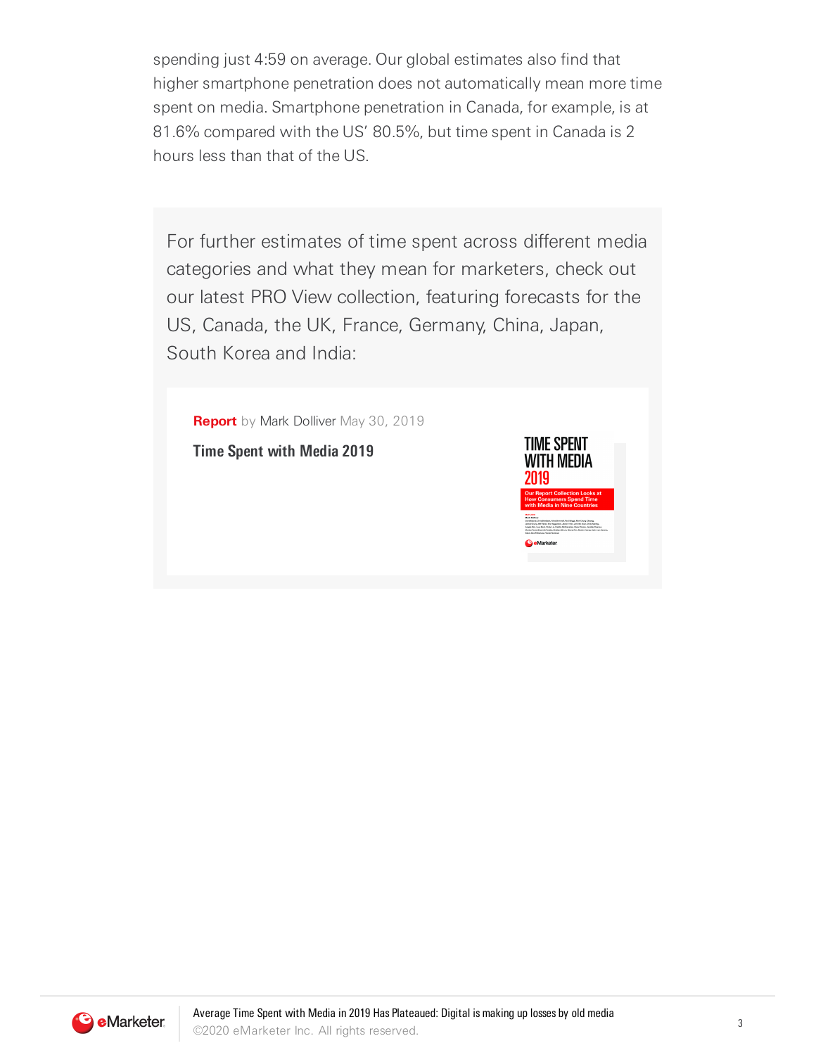spending just 4:59 on average. Our global estimates also find that higher smartphone penetration does not automatically mean more time spent on media. Smartphone penetration in Canada, for example, is at 81.6% compared with the US' 80.5%, but time spent in Canada is 2 hours less than that of the US.

For further estimates of time spent across different media categories and what they mean for marketers, check out our latest PRO View collection, featuring forecasts for the US, Canada, the UK, France, Germany, China, Japan, South Korea and India:

**Report** by Mark Dolliver May 30, 2019

**Time Spent with Media 2019**